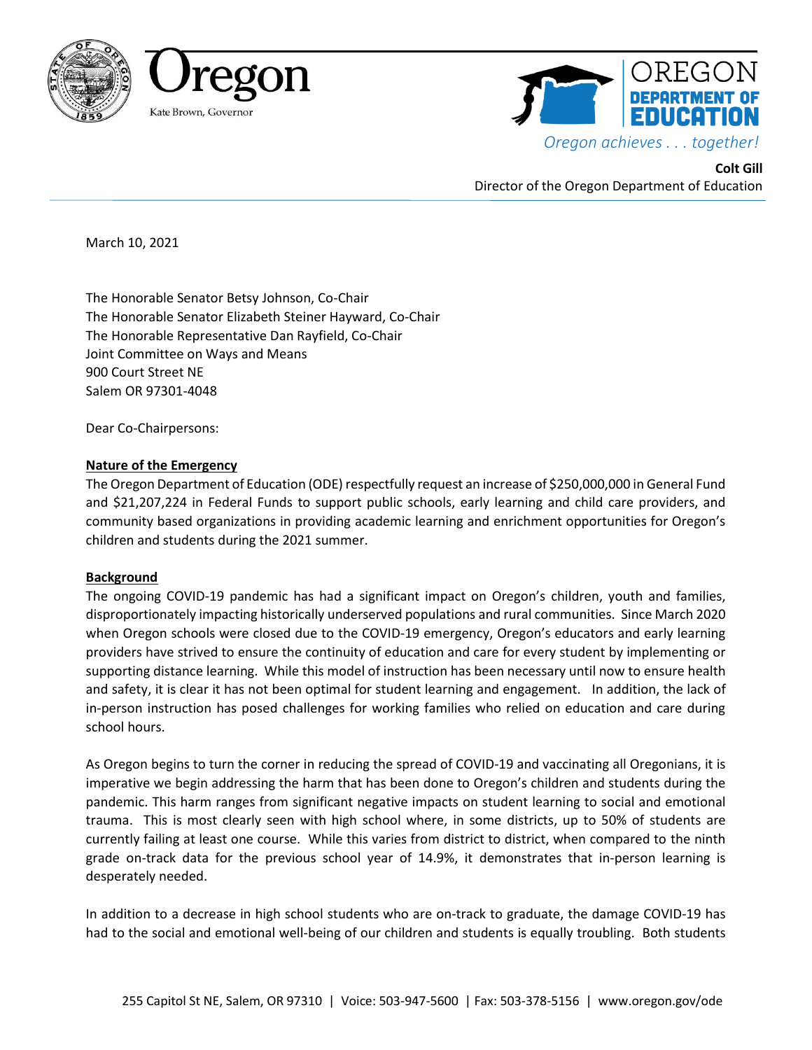Oregon

Kate Brown, Governor

OREGON DEPARTMENT OF EDUCATION

*Oregon achieves . . . together!*

**Colt Gill**
Director of the Oregon Department of Education

March 10, 2021

The Honorable Senator Betsy Johnson, Co-Chair
The Honorable Senator Elizabeth Steiner Hayward, Co-Chair
The Honorable Representative Dan Rayfield, Co-Chair
Joint Committee on Ways and Means
900 Court Street NE
Salem OR 97301-4048

Dear Co-Chairpersons:

**Nature of the Emergency**

The Oregon Department of Education (ODE) respectfully request an increase of $250,000,000 in General Fund and $21,207,224 in Federal Funds to support public schools, early learning and child care providers, and community based organizations in providing academic learning and enrichment opportunities for Oregon's children and students during the 2021 summer.

**Background**

The ongoing COVID-19 pandemic has had a significant impact on Oregon's children, youth and families, disproportionately impacting historically underserved populations and rural communities. Since March 2020 when Oregon schools were closed due to the COVID-19 emergency, Oregon's educators and early learning providers have strived to ensure the continuity of education and care for every student by implementing or supporting distance learning. While this model of instruction has been necessary until now to ensure health and safety, it is clear it has not been optimal for student learning and engagement. In addition, the lack of in-person instruction has posed challenges for working families who relied on education and care during school hours.

As Oregon begins to turn the corner in reducing the spread of COVID-19 and vaccinating all Oregonians, it is imperative we begin addressing the harm that has been done to Oregon's children and students during the pandemic. This harm ranges from significant negative impacts on student learning to social and emotional trauma. This is most clearly seen with high school where, in some districts, up to 50% of students are currently failing at least one course. While this varies from district to district, when compared to the ninth grade on-track data for the previous school year of 14.9%, it demonstrates that in-person learning is desperately needed.

In addition to a decrease in high school students who are on-track to graduate, the damage COVID-19 has had to the social and emotional well-being of our children and students is equally troubling. Both students

255 Capitol St NE, Salem, OR 97310 | Voice: 503-947-5600 | Fax: 503-378-5156 | www.oregon.gov/ode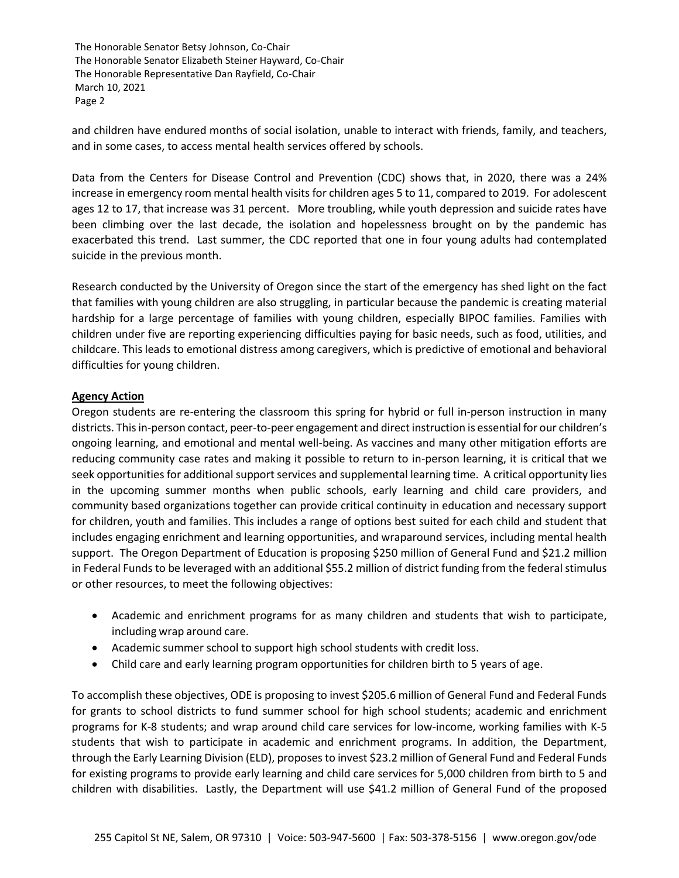and children have endured months of social isolation, unable to interact with friends, family, and teachers, and in some cases, to access mental health services offered by schools.

Data from the Centers for Disease Control and Prevention (CDC) shows that, in 2020, there was a 24% increase in emergency room mental health visits for children ages 5 to 11, compared to 2019. For adolescent ages 12 to 17, that increase was 31 percent. More troubling, while youth depression and suicide rates have been climbing over the last decade, the isolation and hopelessness brought on by the pandemic has exacerbated this trend. Last summer, the CDC reported that one in four young adults had contemplated suicide in the previous month.

Research conducted by the University of Oregon since the start of the emergency has shed light on the fact that families with young children are also struggling, in particular because the pandemic is creating material hardship for a large percentage of families with young children, especially BIPOC families. Families with children under five are reporting experiencing difficulties paying for basic needs, such as food, utilities, and childcare. This leads to emotional distress among caregivers, which is predictive of emotional and behavioral difficulties for young children.

**Agency Action**

Oregon students are re-entering the classroom this spring for hybrid or full in-person instruction in many districts. This in-person contact, peer-to-peer engagement and direct instruction is essential for our children's ongoing learning, and emotional and mental well-being. As vaccines and many other mitigation efforts are reducing community case rates and making it possible to return to in-person learning, it is critical that we seek opportunities for additional support services and supplemental learning time. A critical opportunity lies in the upcoming summer months when public schools, early learning and child care providers, and community based organizations together can provide critical continuity in education and necessary support for children, youth and families. This includes a range of options best suited for each child and student that includes engaging enrichment and learning opportunities, and wraparound services, including mental health support. The Oregon Department of Education is proposing $250 million of General Fund and $21.2 million in Federal Funds to be leveraged with an additional $55.2 million of district funding from the federal stimulus or other resources, to meet the following objectives:

- Academic and enrichment programs for as many children and students that wish to participate, including wrap around care.
- Academic summer school to support high school students with credit loss.
- Child care and early learning program opportunities for children birth to 5 years of age.

To accomplish these objectives, ODE is proposing to invest $205.6 million of General Fund and Federal Funds for grants to school districts to fund summer school for high school students; academic and enrichment programs for K-8 students; and wrap around child care services for low-income, working families with K-5 students that wish to participate in academic and enrichment programs. In addition, the Department, through the Early Learning Division (ELD), proposes to invest $23.2 million of General Fund and Federal Funds for existing programs to provide early learning and child care services for 5,000 children from birth to 5 and children with disabilities. Lastly, the Department will use $41.2 million of General Fund of the proposed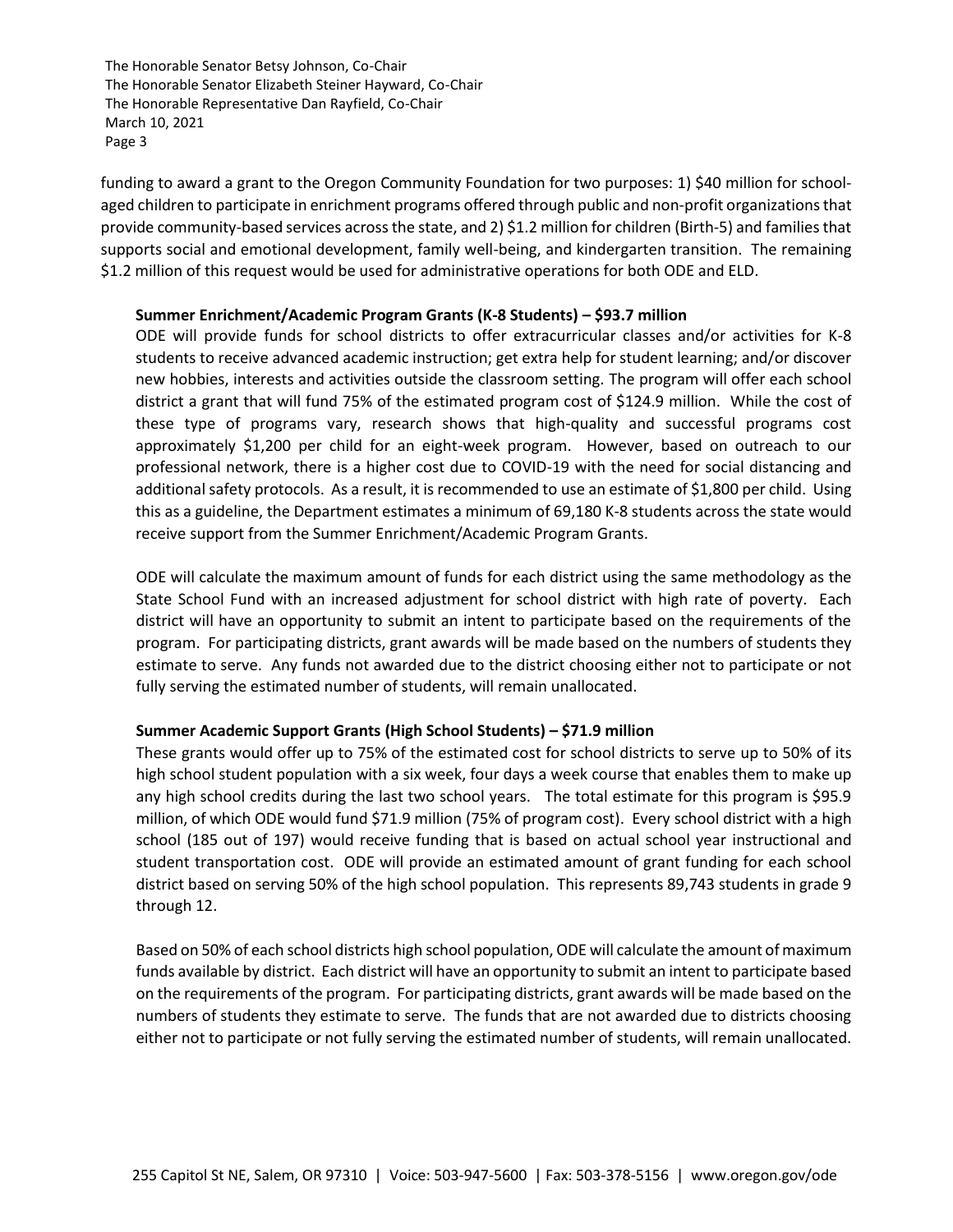funding to award a grant to the Oregon Community Foundation for two purposes: 1) $40 million for school-aged children to participate in enrichment programs offered through public and non-profit organizations that provide community-based services across the state, and 2) $1.2 million for children (Birth-5) and families that supports social and emotional development, family well-being, and kindergarten transition. The remaining $1.2 million of this request would be used for administrative operations for both ODE and ELD.

**Summer Enrichment/Academic Program Grants (K-8 Students) – $93.7 million**

ODE will provide funds for school districts to offer extracurricular classes and/or activities for K-8 students to receive advanced academic instruction; get extra help for student learning; and/or discover new hobbies, interests and activities outside the classroom setting. The program will offer each school district a grant that will fund 75% of the estimated program cost of $124.9 million. While the cost of these type of programs vary, research shows that high-quality and successful programs cost approximately $1,200 per child for an eight-week program. However, based on outreach to our professional network, there is a higher cost due to COVID-19 with the need for social distancing and additional safety protocols. As a result, it is recommended to use an estimate of $1,800 per child. Using this as a guideline, the Department estimates a minimum of 69,180 K-8 students across the state would receive support from the Summer Enrichment/Academic Program Grants.

ODE will calculate the maximum amount of funds for each district using the same methodology as the State School Fund with an increased adjustment for school district with high rate of poverty. Each district will have an opportunity to submit an intent to participate based on the requirements of the program. For participating districts, grant awards will be made based on the numbers of students they estimate to serve. Any funds not awarded due to the district choosing either not to participate or not fully serving the estimated number of students, will remain unallocated.

**Summer Academic Support Grants (High School Students) – $71.9 million**

These grants would offer up to 75% of the estimated cost for school districts to serve up to 50% of its high school student population with a six week, four days a week course that enables them to make up any high school credits during the last two school years. The total estimate for this program is $95.9 million, of which ODE would fund $71.9 million (75% of program cost). Every school district with a high school (185 out of 197) would receive funding that is based on actual school year instructional and student transportation cost. ODE will provide an estimated amount of grant funding for each school district based on serving 50% of the high school population. This represents 89,743 students in grade 9 through 12.

Based on 50% of each school districts high school population, ODE will calculate the amount of maximum funds available by district. Each district will have an opportunity to submit an intent to participate based on the requirements of the program. For participating districts, grant awards will be made based on the numbers of students they estimate to serve. The funds that are not awarded due to districts choosing either not to participate or not fully serving the estimated number of students, will remain unallocated.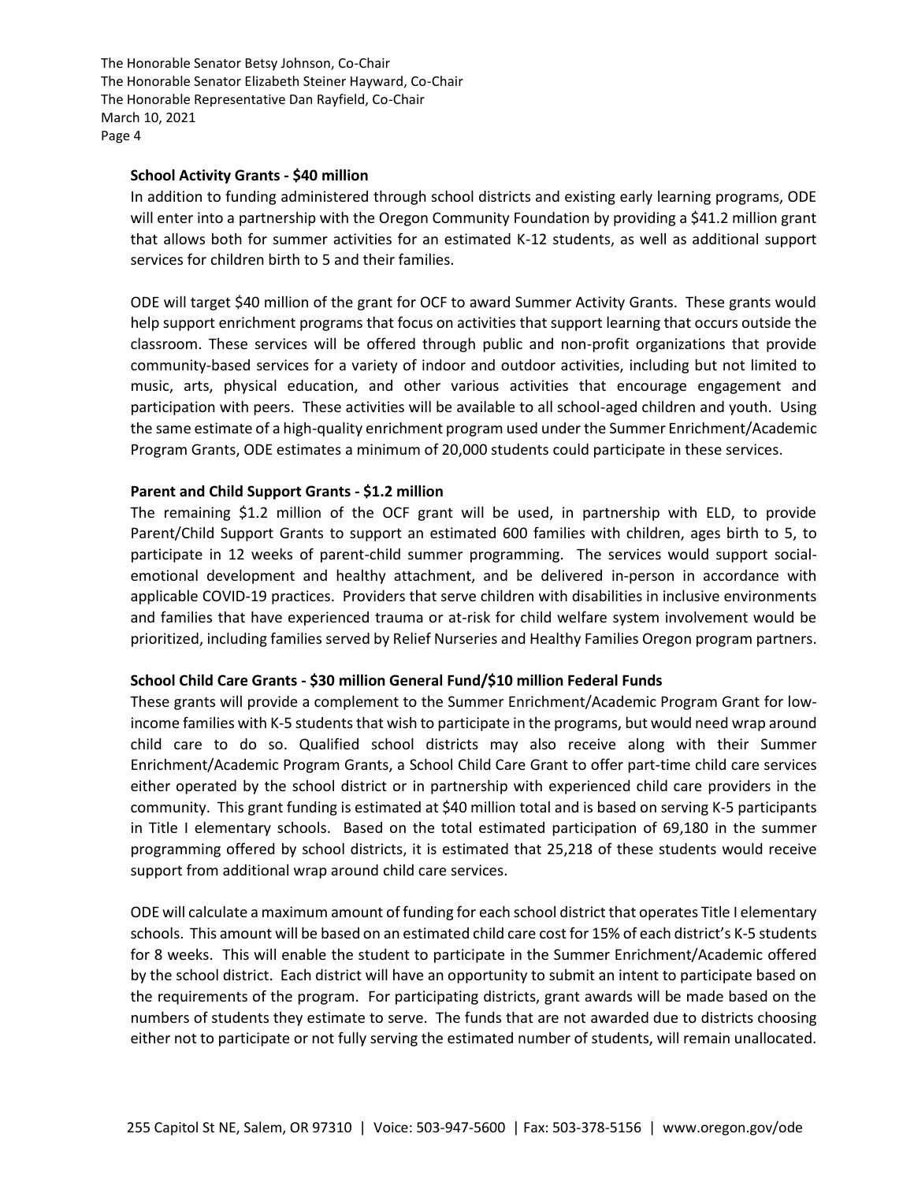**School Activity Grants - $40 million**

In addition to funding administered through school districts and existing early learning programs, ODE will enter into a partnership with the Oregon Community Foundation by providing a $41.2 million grant that allows both for summer activities for an estimated K-12 students, as well as additional support services for children birth to 5 and their families.

ODE will target $40 million of the grant for OCF to award Summer Activity Grants. These grants would help support enrichment programs that focus on activities that support learning that occurs outside the classroom. These services will be offered through public and non-profit organizations that provide community-based services for a variety of indoor and outdoor activities, including but not limited to music, arts, physical education, and other various activities that encourage engagement and participation with peers. These activities will be available to all school-aged children and youth. Using the same estimate of a high-quality enrichment program used under the Summer Enrichment/Academic Program Grants, ODE estimates a minimum of 20,000 students could participate in these services.

**Parent and Child Support Grants - $1.2 million**

The remaining $1.2 million of the OCF grant will be used, in partnership with ELD, to provide Parent/Child Support Grants to support an estimated 600 families with children, ages birth to 5, to participate in 12 weeks of parent-child summer programming. The services would support social-emotional development and healthy attachment, and be delivered in-person in accordance with applicable COVID-19 practices. Providers that serve children with disabilities in inclusive environments and families that have experienced trauma or at-risk for child welfare system involvement would be prioritized, including families served by Relief Nurseries and Healthy Families Oregon program partners.

**School Child Care Grants - $30 million General Fund/$10 million Federal Funds**

These grants will provide a complement to the Summer Enrichment/Academic Program Grant for low-income families with K-5 students that wish to participate in the programs, but would need wrap around child care to do so. Qualified school districts may also receive along with their Summer Enrichment/Academic Program Grants, a School Child Care Grant to offer part-time child care services either operated by the school district or in partnership with experienced child care providers in the community. This grant funding is estimated at $40 million total and is based on serving K-5 participants in Title I elementary schools. Based on the total estimated participation of 69,180 in the summer programming offered by school districts, it is estimated that 25,218 of these students would receive support from additional wrap around child care services.

ODE will calculate a maximum amount of funding for each school district that operates Title I elementary schools. This amount will be based on an estimated child care cost for 15% of each district's K-5 students for 8 weeks. This will enable the student to participate in the Summer Enrichment/Academic offered by the school district. Each district will have an opportunity to submit an intent to participate based on the requirements of the program. For participating districts, grant awards will be made based on the numbers of students they estimate to serve. The funds that are not awarded due to districts choosing either not to participate or not fully serving the estimated number of students, will remain unallocated.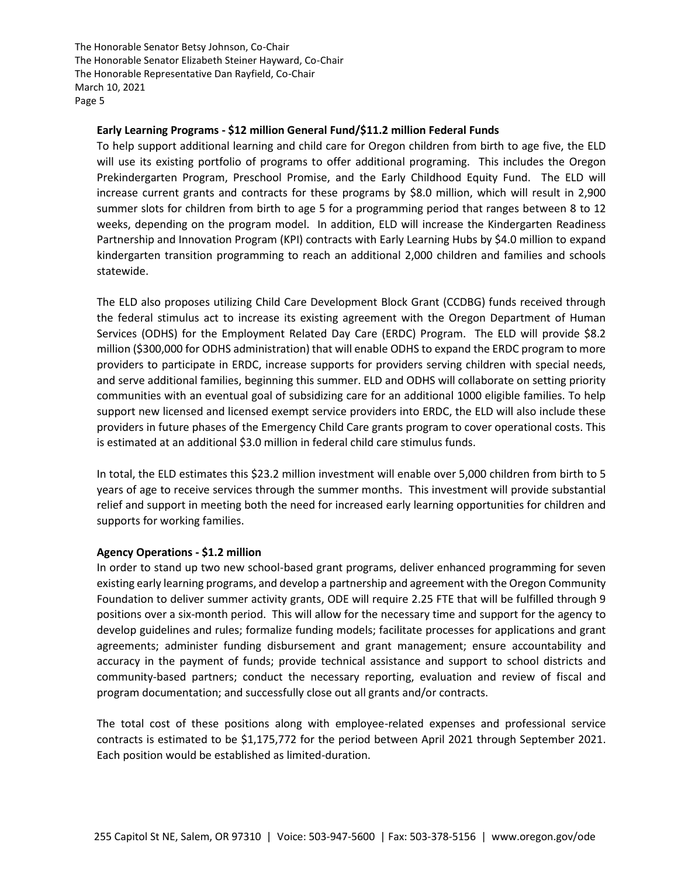**Early Learning Programs - $12 million General Fund/$11.2 million Federal Funds**

To help support additional learning and child care for Oregon children from birth to age five, the ELD will use its existing portfolio of programs to offer additional programing. This includes the Oregon Prekindergarten Program, Preschool Promise, and the Early Childhood Equity Fund. The ELD will increase current grants and contracts for these programs by $8.0 million, which will result in 2,900 summer slots for children from birth to age 5 for a programming period that ranges between 8 to 12 weeks, depending on the program model. In addition, ELD will increase the Kindergarten Readiness Partnership and Innovation Program (KPI) contracts with Early Learning Hubs by $4.0 million to expand kindergarten transition programming to reach an additional 2,000 children and families and schools statewide.

The ELD also proposes utilizing Child Care Development Block Grant (CCDBG) funds received through the federal stimulus act to increase its existing agreement with the Oregon Department of Human Services (ODHS) for the Employment Related Day Care (ERDC) Program. The ELD will provide $8.2 million ($300,000 for ODHS administration) that will enable ODHS to expand the ERDC program to more providers to participate in ERDC, increase supports for providers serving children with special needs, and serve additional families, beginning this summer. ELD and ODHS will collaborate on setting priority communities with an eventual goal of subsidizing care for an additional 1000 eligible families. To help support new licensed and licensed exempt service providers into ERDC, the ELD will also include these providers in future phases of the Emergency Child Care grants program to cover operational costs. This is estimated at an additional $3.0 million in federal child care stimulus funds.

In total, the ELD estimates this $23.2 million investment will enable over 5,000 children from birth to 5 years of age to receive services through the summer months. This investment will provide substantial relief and support in meeting both the need for increased early learning opportunities for children and supports for working families.

**Agency Operations - $1.2 million**

In order to stand up two new school-based grant programs, deliver enhanced programming for seven existing early learning programs, and develop a partnership and agreement with the Oregon Community Foundation to deliver summer activity grants, ODE will require 2.25 FTE that will be fulfilled through 9 positions over a six-month period. This will allow for the necessary time and support for the agency to develop guidelines and rules; formalize funding models; facilitate processes for applications and grant agreements; administer funding disbursement and grant management; ensure accountability and accuracy in the payment of funds; provide technical assistance and support to school districts and community-based partners; conduct the necessary reporting, evaluation and review of fiscal and program documentation; and successfully close out all grants and/or contracts.

The total cost of these positions along with employee-related expenses and professional service contracts is estimated to be $1,175,772 for the period between April 2021 through September 2021. Each position would be established as limited-duration.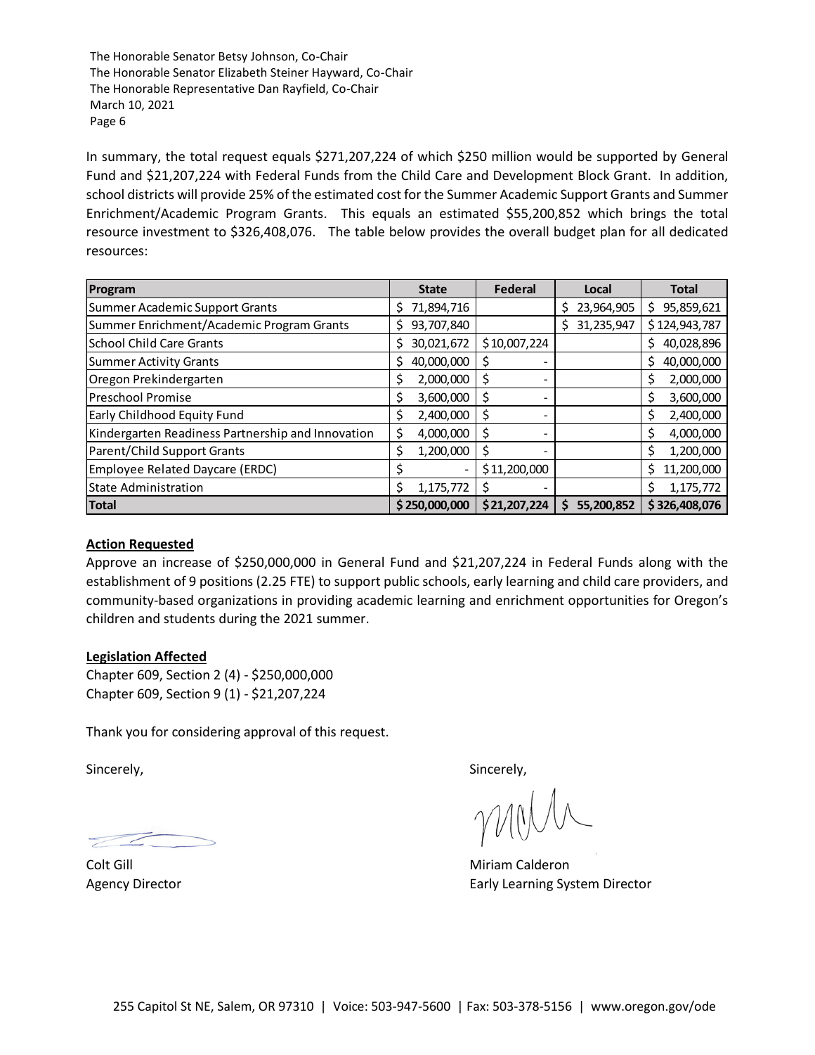The Honorable Senator Betsy Johnson, Co-Chair
The Honorable Senator Elizabeth Steiner Hayward, Co-Chair
The Honorable Representative Dan Rayfield, Co-Chair
March 10, 2021
Page 6

In summary, the total request equals $271,207,224 of which $250 million would be supported by General Fund and $21,207,224 with Federal Funds from the Child Care and Development Block Grant. In addition, school districts will provide 25% of the estimated cost for the Summer Academic Support Grants and Summer Enrichment/Academic Program Grants. This equals an estimated $55,200,852 which brings the total resource investment to $326,408,076. The table below provides the overall budget plan for all dedicated resources:

| Program | State | Federal | Local | Total |
|---|---|---|---|---|
| Summer Academic Support Grants | $ 71,894,716 | | $ 23,964,905 | $ 95,859,621 |
| Summer Enrichment/Academic Program Grants | $ 93,707,840 | | $ 31,235,947 | $ 124,943,787 |
| School Child Care Grants | $ 30,021,672 | $ 10,007,224 | | $ 40,028,896 |
| Summer Activity Grants | $ 40,000,000 | $ - | | $ 40,000,000 |
| Oregon Prekindergarten | $ 2,000,000 | $ - | | $ 2,000,000 |
| Preschool Promise | $ 3,600,000 | $ - | | $ 3,600,000 |
| Early Childhood Equity Fund | $ 2,400,000 | $ - | | $ 2,400,000 |
| Kindergarten Readiness Partnership and Innovation | $ 4,000,000 | $ - | | $ 4,000,000 |
| Parent/Child Support Grants | $ 1,200,000 | $ - | | $ 1,200,000 |
| Employee Related Daycare (ERDC) | $ - | $ 11,200,000 | | $ 11,200,000 |
| State Administration | $ 1,175,772 | $ - | | $ 1,175,772 |
| **Total** | **$ 250,000,000** | **$ 21,207,224** | **$ 55,200,852** | **$ 326,408,076** |

**Action Requested**

Approve an increase of $250,000,000 in General Fund and $21,207,224 in Federal Funds along with the establishment of 9 positions (2.25 FTE) to support public schools, early learning and child care providers, and community-based organizations in providing academic learning and enrichment opportunities for Oregon's children and students during the 2021 summer.

**Legislation Affected**

Chapter 609, Section 2 (4) - $250,000,000
Chapter 609, Section 9 (1) - $21,207,224

Thank you for considering approval of this request.

Sincerely,

Colt Gill
Agency Director

Sincerely,

Miriam Calderon
Early Learning System Director

255 Capitol St NE, Salem, OR 97310 | Voice: 503-947-5600 | Fax: 503-378-5156 | www.oregon.gov/ode